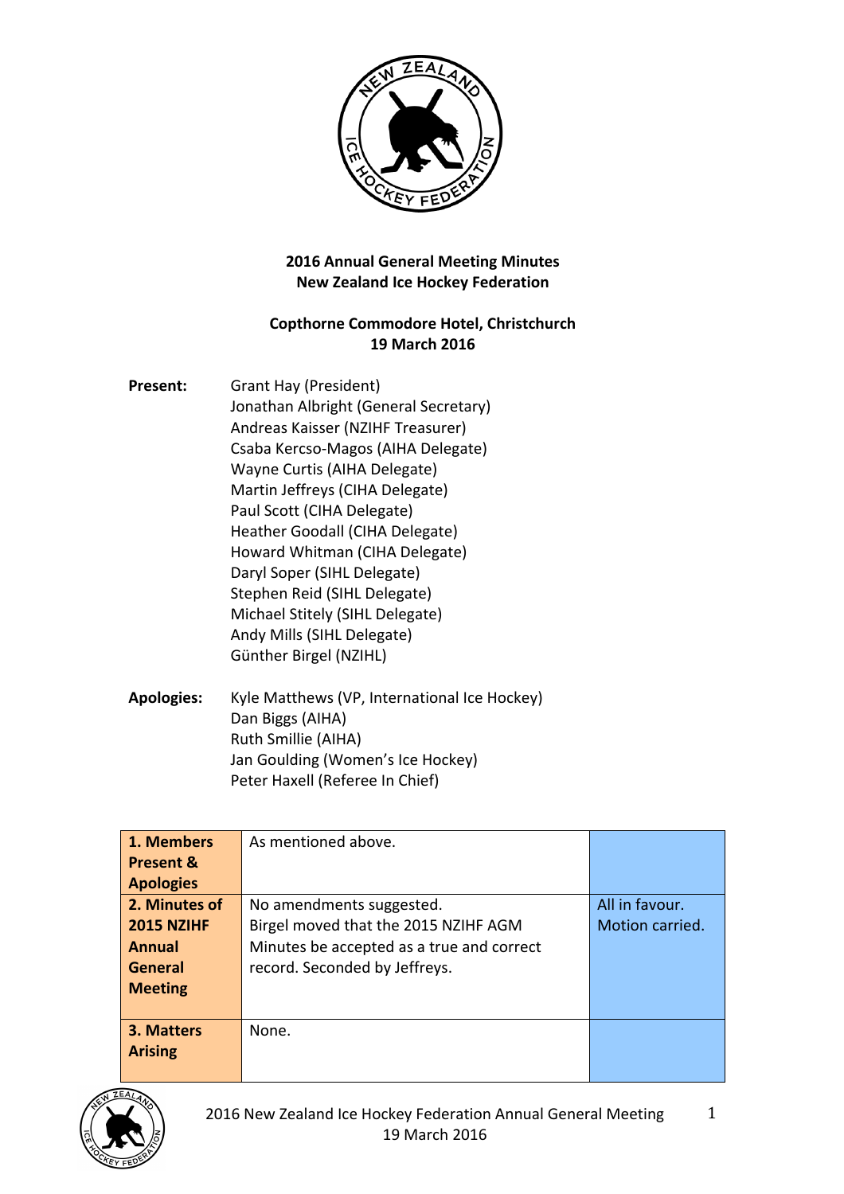**2016 Annual General Meeting Minutes**
**New Zealand Ice Hockey Federation**

**Copthorne Commodore Hotel, Christchurch**
**19 March 2016**

**Present:**
Grant Hay (President)
Jonathan Albright (General Secretary)
Andreas Kaisser (NZIHF Treasurer)
Csaba Kercso-Magos (AIHA Delegate)
Wayne Curtis (AIHA Delegate)
Martin Jeffreys (CIHA Delegate)
Paul Scott (CIHA Delegate)
Heather Goodall (CIHA Delegate)
Howard Whitman (CIHA Delegate)
Daryl Soper (SIHL Delegate)
Stephen Reid (SIHL Delegate)
Michael Stitely (SIHL Delegate)
Andy Mills (SIHL Delegate)
Günther Birgel (NZIHL)

**Apologies:**
Kyle Matthews (VP, International Ice Hockey)
Dan Biggs (AIHA)
Ruth Smillie (AIHA)
Jan Goulding (Women's Ice Hockey)
Peter Haxell (Referee In Chief)

| | | |
|---|---|---|
| **1. Members Present & Apologies** | As mentioned above. | |
| **2. Minutes of 2015 NZIHF Annual General Meeting** | No amendments suggested. Birgel moved that the 2015 NZIHF AGM Minutes be accepted as a true and correct record. Seconded by Jeffreys. | All in favour. Motion carried. |
| **3. Matters Arising** | None. | |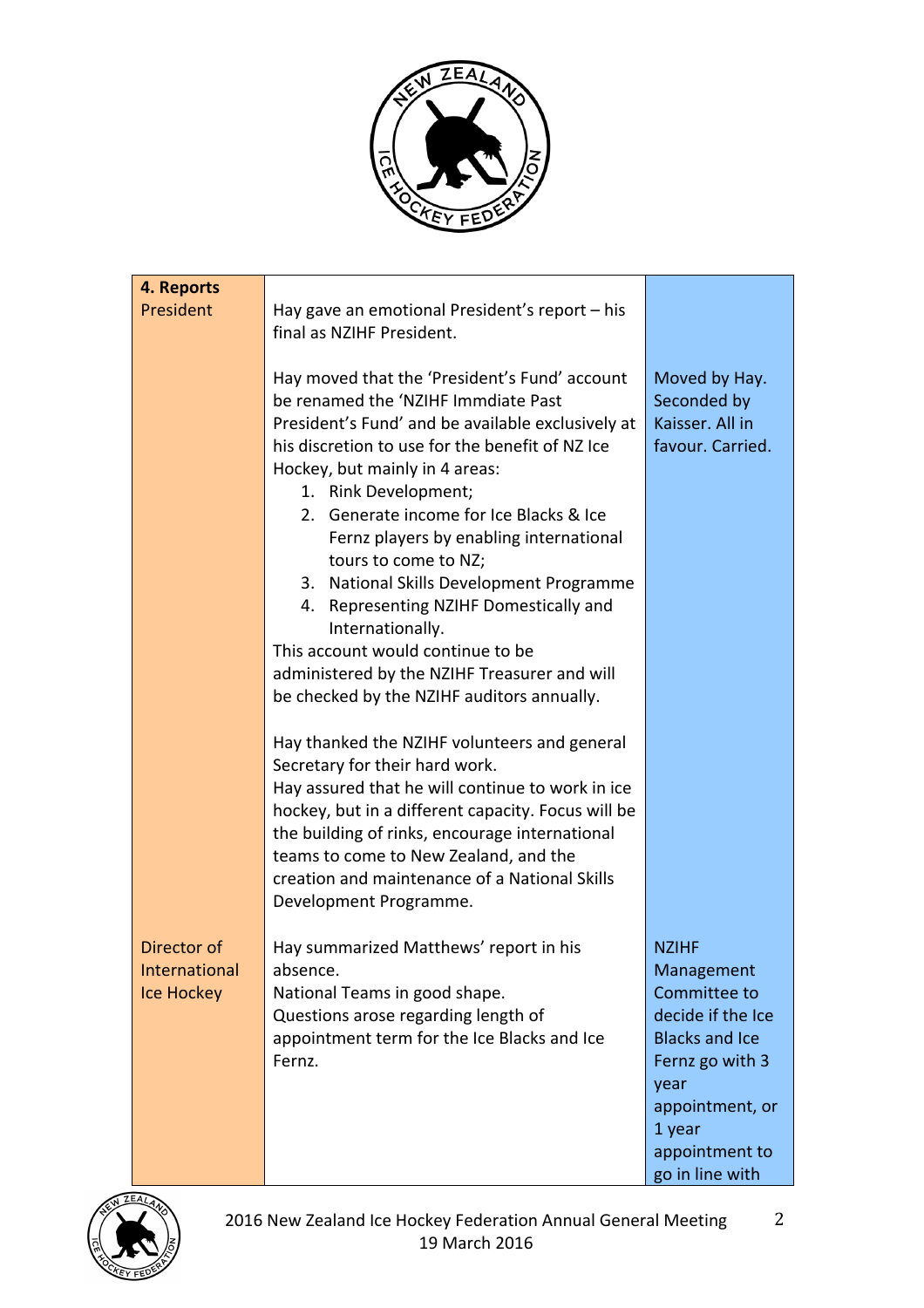| **4. Reports** | | |
|---|---|---|
| President | Hay gave an emotional President's report – his final as NZIHF President.<br><br>Hay moved that the 'President's Fund' account be renamed the 'NZIHF Immdiate Past President's Fund' and be available exclusively at his discretion to use for the benefit of NZ Ice Hockey, but mainly in 4 areas:<br>1. Rink Development;<br>2. Generate income for Ice Blacks & Ice Fernz players by enabling international tours to come to NZ;<br>3. National Skills Development Programme<br>4. Representing NZIHF Domestically and Internationally.<br>This account would continue to be administered by the NZIHF Treasurer and will be checked by the NZIHF auditors annually.<br><br>Hay thanked the NZIHF volunteers and general Secretary for their hard work.<br>Hay assured that he will continue to work in ice hockey, but in a different capacity. Focus will be the building of rinks, encourage international teams to come to New Zealand, and the creation and maintenance of a National Skills Development Programme. | Moved by Hay. Seconded by Kaisser. All in favour. Carried. |
| Director of International Ice Hockey | Hay summarized Matthews' report in his absence.<br>National Teams in good shape.<br>Questions arose regarding length of appointment term for the Ice Blacks and Ice Fernz. | NZIHF Management Committee to decide if the Ice Blacks and Ice Fernz go with 3 year appointment, or 1 year appointment to go in line with |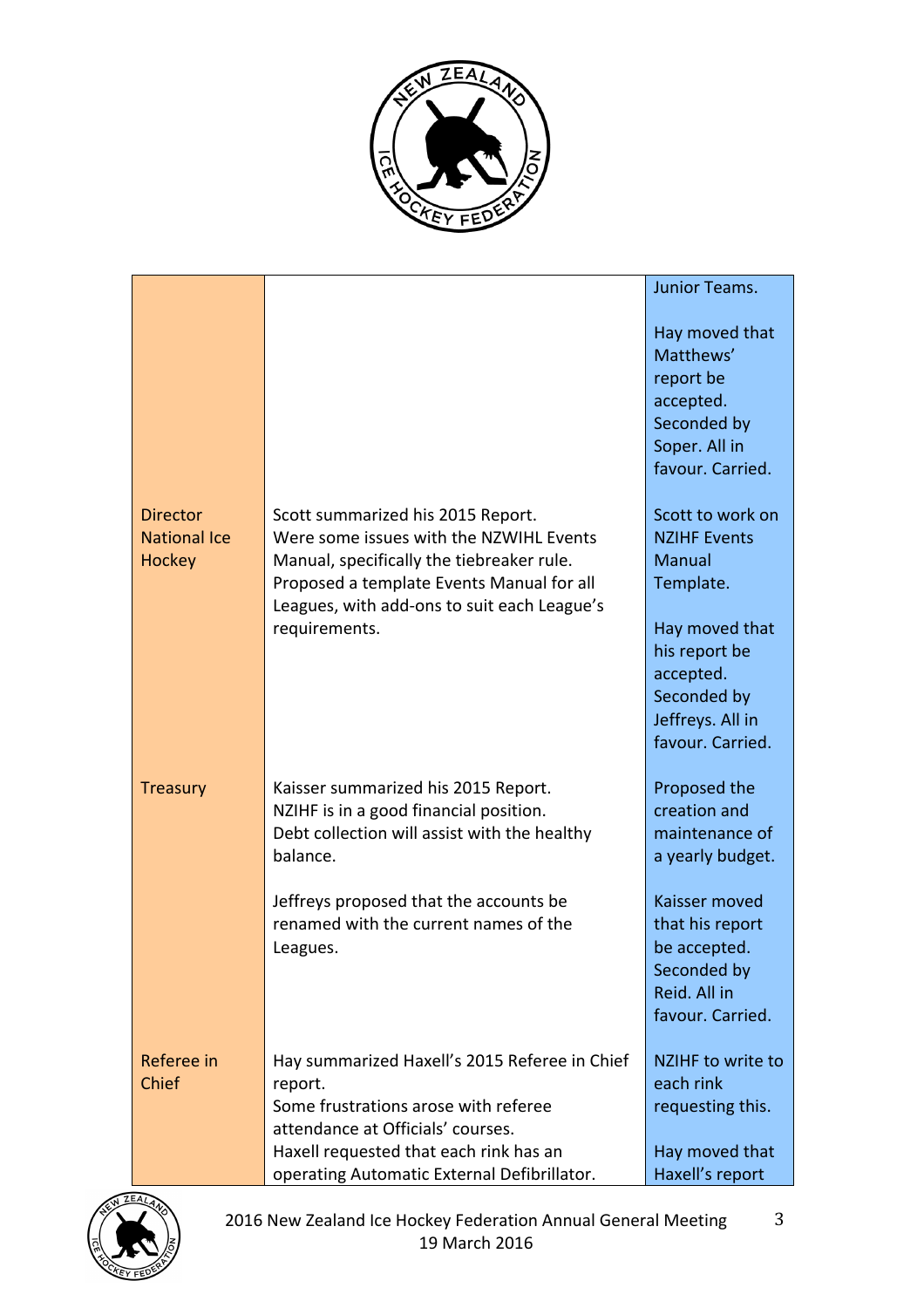| | | |
|---|---|---|
| | | Junior Teams.<br><br>Hay moved that Matthews' report be accepted. Seconded by Soper. All in favour. Carried. |
| Director National Ice Hockey | Scott summarized his 2015 Report.<br>Were some issues with the NZWIHL Events Manual, specifically the tiebreaker rule.<br>Proposed a template Events Manual for all Leagues, with add-ons to suit each League's requirements. | Scott to work on NZIHF Events Manual Template.<br><br>Hay moved that his report be accepted. Seconded by Jeffreys. All in favour. Carried. |
| Treasury | Kaisser summarized his 2015 Report.<br>NZIHF is in a good financial position.<br>Debt collection will assist with the healthy balance.<br><br>Jeffreys proposed that the accounts be renamed with the current names of the Leagues. | Proposed the creation and maintenance of a yearly budget.<br><br>Kaisser moved that his report be accepted. Seconded by Reid. All in favour. Carried. |
| Referee in Chief | Hay summarized Haxell's 2015 Referee in Chief report.<br>Some frustrations arose with referee attendance at Officials' courses.<br>Haxell requested that each rink has an operating Automatic External Defibrillator. | NZIHF to write to each rink requesting this.<br><br>Hay moved that Haxell's report |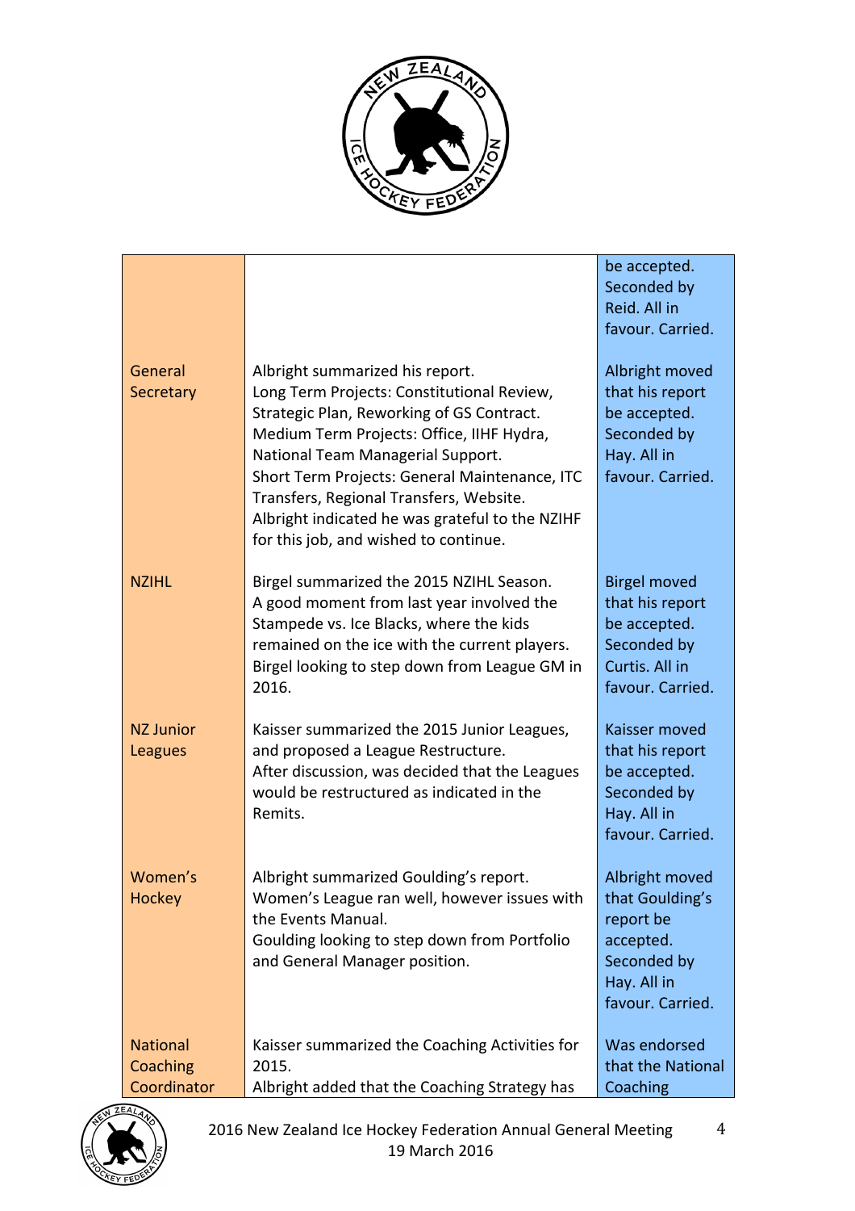| | | |
|---|---|---|
| | | be accepted. Seconded by Reid. All in favour. Carried. |
| General Secretary | Albright summarized his report.<br>Long Term Projects: Constitutional Review, Strategic Plan, Reworking of GS Contract.<br>Medium Term Projects: Office, IIHF Hydra, National Team Managerial Support.<br>Short Term Projects: General Maintenance, ITC Transfers, Regional Transfers, Website.<br>Albright indicated he was grateful to the NZIHF for this job, and wished to continue. | Albright moved that his report be accepted. Seconded by Hay. All in favour. Carried. |
| NZIHL | Birgel summarized the 2015 NZIHL Season.<br>A good moment from last year involved the Stampede vs. Ice Blacks, where the kids remained on the ice with the current players.<br>Birgel looking to step down from League GM in 2016. | Birgel moved that his report be accepted. Seconded by Curtis. All in favour. Carried. |
| NZ Junior Leagues | Kaisser summarized the 2015 Junior Leagues, and proposed a League Restructure.<br>After discussion, was decided that the Leagues would be restructured as indicated in the Remits. | Kaisser moved that his report be accepted. Seconded by Hay. All in favour. Carried. |
| Women's Hockey | Albright summarized Goulding's report.<br>Women's League ran well, however issues with the Events Manual.<br>Goulding looking to step down from Portfolio and General Manager position. | Albright moved that Goulding's report be accepted. Seconded by Hay. All in favour. Carried. |
| National Coaching Coordinator | Kaisser summarized the Coaching Activities for 2015.<br>Albright added that the Coaching Strategy has | Was endorsed that the National Coaching |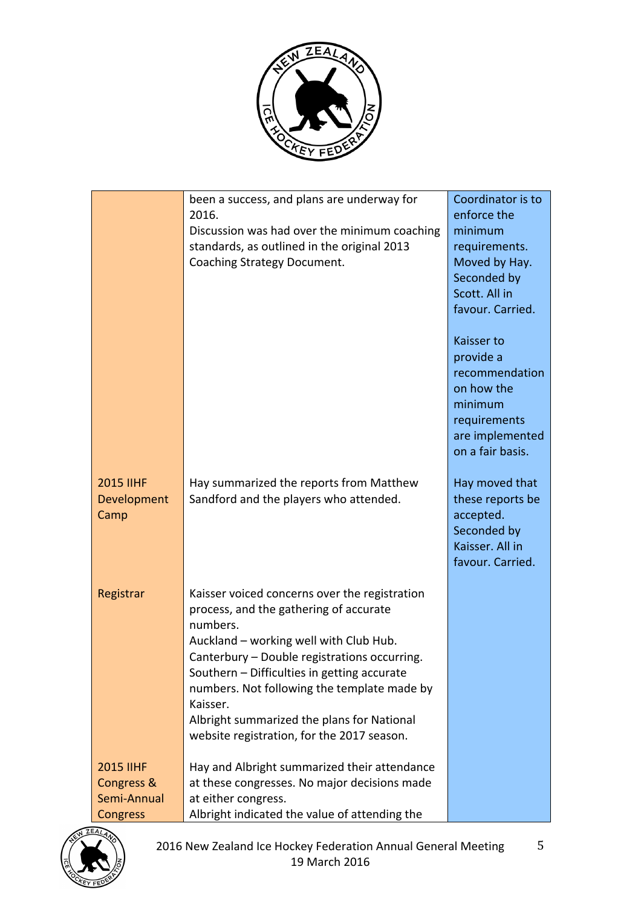| | | |
|---|---|---|
| | been a success, and plans are underway for 2016.<br>Discussion was had over the minimum coaching standards, as outlined in the original 2013 Coaching Strategy Document. | Coordinator is to enforce the minimum requirements. Moved by Hay. Seconded by Scott. All in favour. Carried.<br><br>Kaisser to provide a recommendation on how the minimum requirements are implemented on a fair basis. |
| 2015 IIHF Development Camp | Hay summarized the reports from Matthew Sandford and the players who attended. | Hay moved that these reports be accepted. Seconded by Kaisser. All in favour. Carried. |
| Registrar | Kaisser voiced concerns over the registration process, and the gathering of accurate numbers.<br>Auckland – working well with Club Hub.<br>Canterbury – Double registrations occurring.<br>Southern – Difficulties in getting accurate numbers. Not following the template made by Kaisser.<br>Albright summarized the plans for National website registration, for the 2017 season. | |
| 2015 IIHF Congress & Semi-Annual Congress | Hay and Albright summarized their attendance at these congresses. No major decisions made at either congress.<br>Albright indicated the value of attending the | |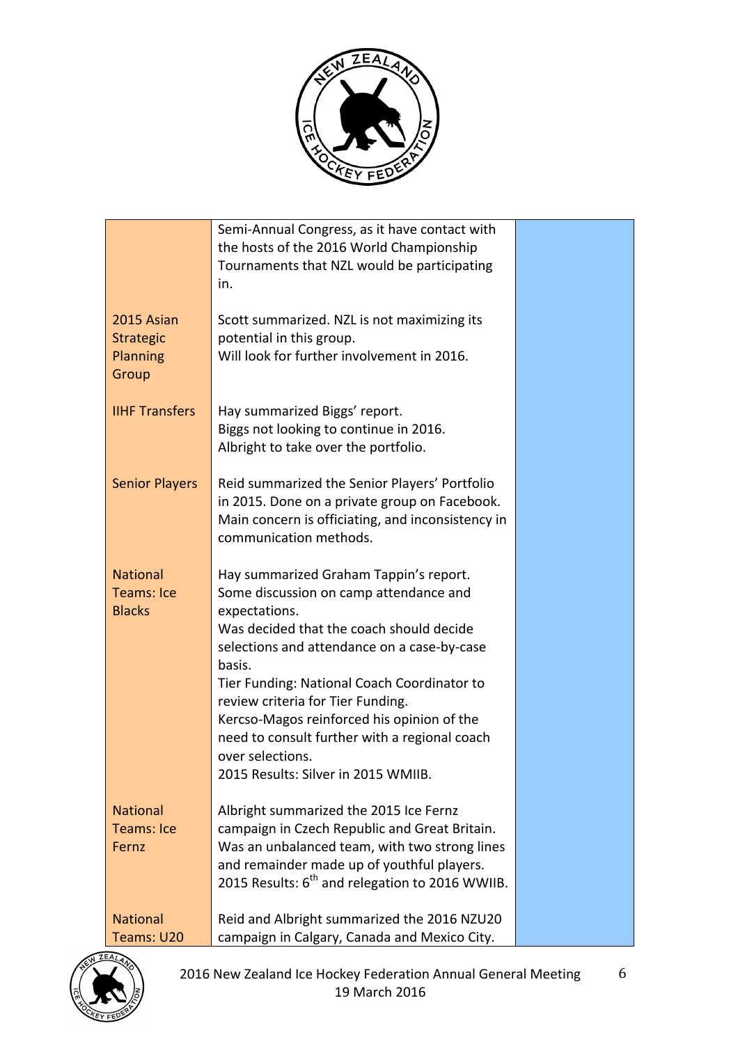| | | |
|---|---|---|
| | Semi-Annual Congress, as it have contact with the hosts of the 2016 World Championship Tournaments that NZL would be participating in. | |
| 2015 Asian Strategic Planning Group | Scott summarized. NZL is not maximizing its potential in this group.<br>Will look for further involvement in 2016. | |
| IIHF Transfers | Hay summarized Biggs' report.<br>Biggs not looking to continue in 2016.<br>Albright to take over the portfolio. | |
| Senior Players | Reid summarized the Senior Players' Portfolio in 2015. Done on a private group on Facebook.<br>Main concern is officiating, and inconsistency in communication methods. | |
| National Teams: Ice Blacks | Hay summarized Graham Tappin's report.<br>Some discussion on camp attendance and expectations.<br>Was decided that the coach should decide selections and attendance on a case-by-case basis.<br>Tier Funding: National Coach Coordinator to review criteria for Tier Funding.<br>Kercso-Magos reinforced his opinion of the need to consult further with a regional coach over selections.<br>2015 Results: Silver in 2015 WMIIB. | |
| National Teams: Ice Fernz | Albright summarized the 2015 Ice Fernz campaign in Czech Republic and Great Britain.<br>Was an unbalanced team, with two strong lines and remainder made up of youthful players.<br>2015 Results: 6th and relegation to 2016 WWIIB. | |
| National Teams: U20 | Reid and Albright summarized the 2016 NZU20 campaign in Calgary, Canada and Mexico City. | |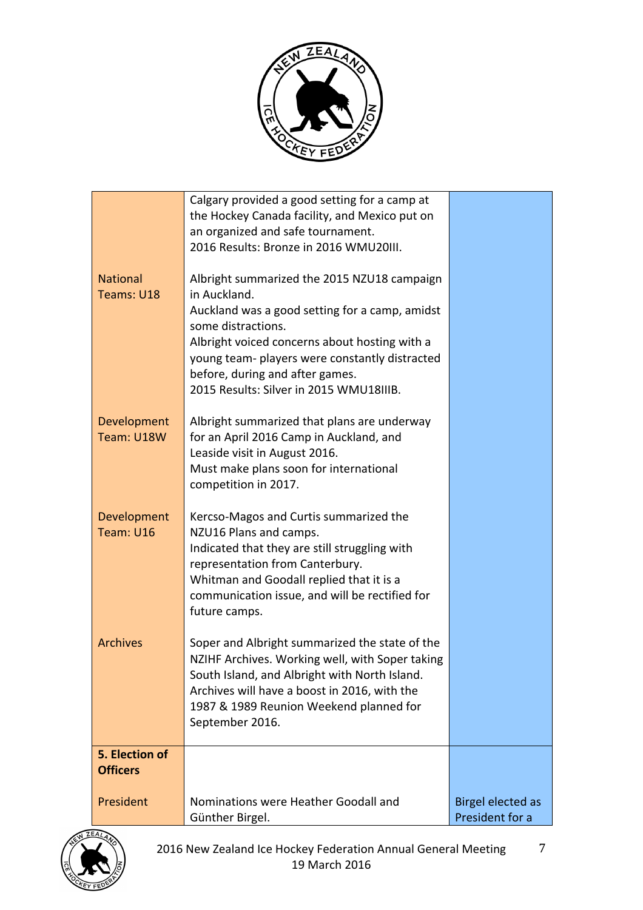| | | |
|---|---|---|
| | Calgary provided a good setting for a camp at the Hockey Canada facility, and Mexico put on an organized and safe tournament.<br>2016 Results: Bronze in 2016 WMU20III. | |
| National Teams: U18 | Albright summarized the 2015 NZU18 campaign in Auckland.<br>Auckland was a good setting for a camp, amidst some distractions.<br>Albright voiced concerns about hosting with a young team- players were constantly distracted before, during and after games.<br>2015 Results: Silver in 2015 WMU18IIIB. | |
| Development Team: U18W | Albright summarized that plans are underway for an April 2016 Camp in Auckland, and Leaside visit in August 2016.<br>Must make plans soon for international competition in 2017. | |
| Development Team: U16 | Kercso-Magos and Curtis summarized the NZU16 Plans and camps.<br>Indicated that they are still struggling with representation from Canterbury.<br>Whitman and Goodall replied that it is a communication issue, and will be rectified for future camps. | |
| Archives | Soper and Albright summarized the state of the NZIHF Archives. Working well, with Soper taking South Island, and Albright with North Island.<br>Archives will have a boost in 2016, with the 1987 & 1989 Reunion Weekend planned for September 2016. | |
| **5. Election of Officers** | | |
| President | Nominations were Heather Goodall and Günther Birgel. | Birgel elected as President for a |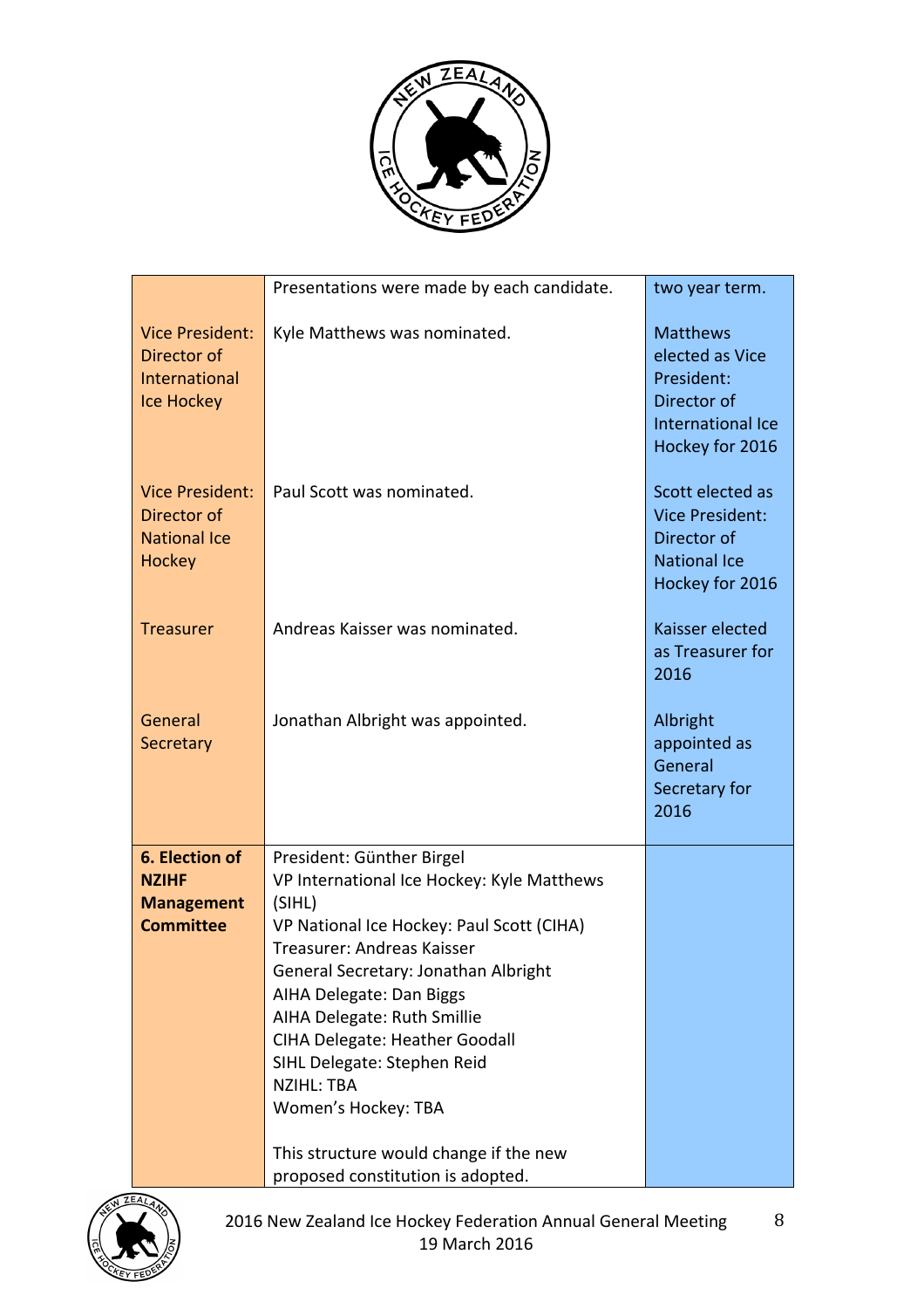| | | |
|---|---|---|
| | Presentations were made by each candidate. | two year term. |
| Vice President: Director of International Ice Hockey | Kyle Matthews was nominated. | Matthews elected as Vice President: Director of International Ice Hockey for 2016 |
| Vice President: Director of National Ice Hockey | Paul Scott was nominated. | Scott elected as Vice President: Director of National Ice Hockey for 2016 |
| Treasurer | Andreas Kaisser was nominated. | Kaisser elected as Treasurer for 2016 |
| General Secretary | Jonathan Albright was appointed. | Albright appointed as General Secretary for 2016 |
| **6. Election of NZIHF Management Committee** | President: Günther Birgel<br>VP International Ice Hockey: Kyle Matthews (SIHL)<br>VP National Ice Hockey: Paul Scott (CIHA)<br>Treasurer: Andreas Kaisser<br>General Secretary: Jonathan Albright<br>AIHA Delegate: Dan Biggs<br>AIHA Delegate: Ruth Smillie<br>CIHA Delegate: Heather Goodall<br>SIHL Delegate: Stephen Reid<br>NZIHL: TBA<br>Women's Hockey: TBA<br><br>This structure would change if the new proposed constitution is adopted. | |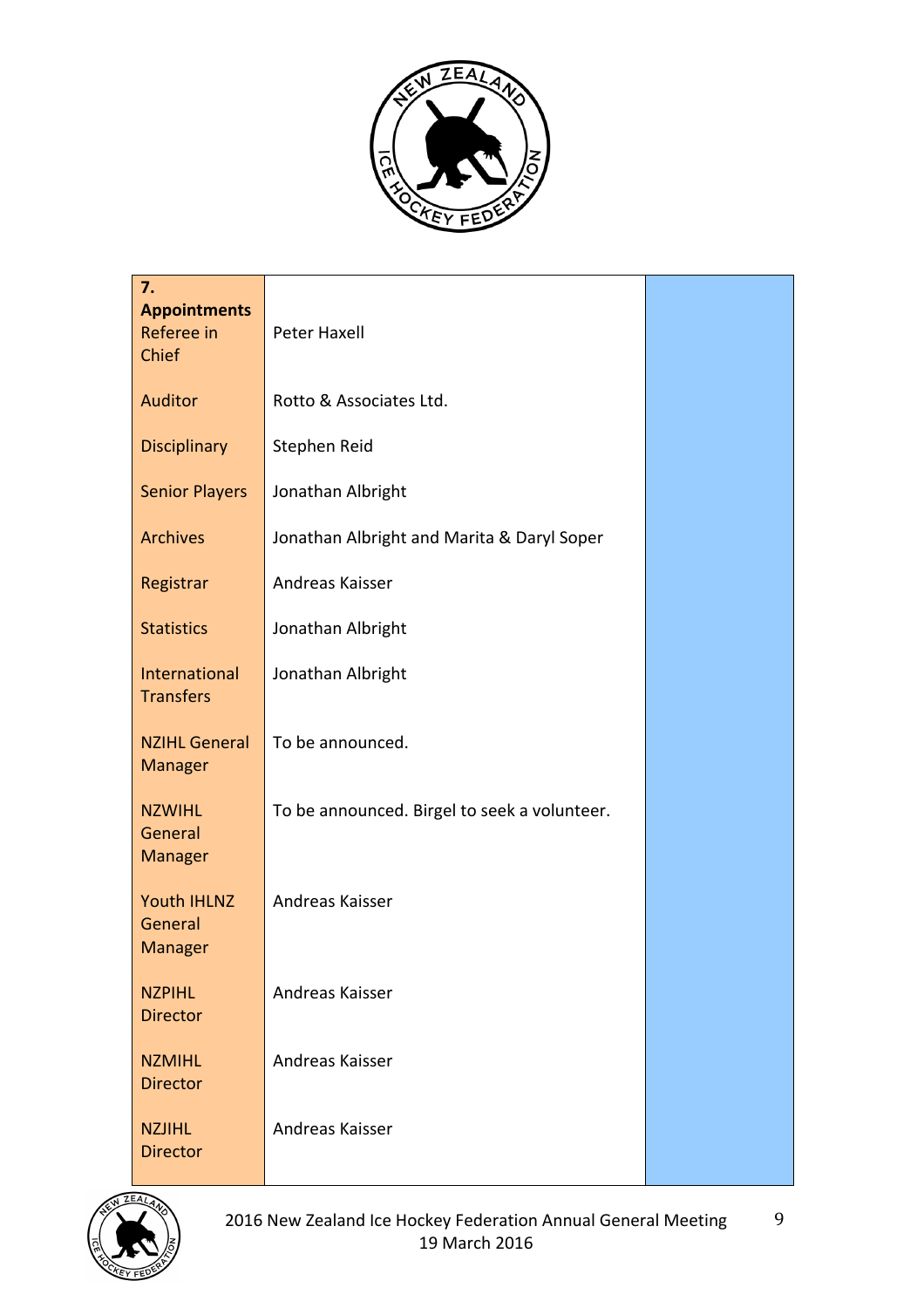| **7. Appointments** Referee in Chief | Peter Haxell | |
|---|---|---|
| Auditor | Rotto & Associates Ltd. | |
| Disciplinary | Stephen Reid | |
| Senior Players | Jonathan Albright | |
| Archives | Jonathan Albright and Marita & Daryl Soper | |
| Registrar | Andreas Kaisser | |
| Statistics | Jonathan Albright | |
| International Transfers | Jonathan Albright | |
| NZIHL General Manager | To be announced. | |
| NZWIHL General Manager | To be announced. Birgel to seek a volunteer. | |
| Youth IHLNZ General Manager | Andreas Kaisser | |
| NZPIHL Director | Andreas Kaisser | |
| NZMIHL Director | Andreas Kaisser | |
| NZJIHL Director | Andreas Kaisser | |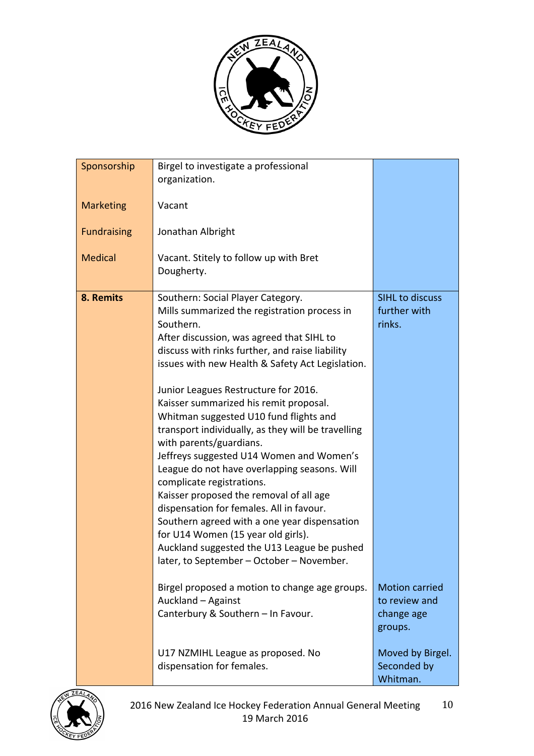| | | |
|---|---|---|
| Sponsorship<br><br>Marketing<br><br>Fundraising<br><br>Medical | Birgel to investigate a professional organization.<br><br>Vacant<br><br>Jonathan Albright<br><br>Vacant. Stitely to follow up with Bret Dougherty. | |
| **8. Remits** | Southern: Social Player Category.<br>Mills summarized the registration process in Southern.<br>After discussion, was agreed that SIHL to discuss with rinks further, and raise liability issues with new Health & Safety Act Legislation.<br><br>Junior Leagues Restructure for 2016.<br>Kaisser summarized his remit proposal.<br>Whitman suggested U10 fund flights and transport individually, as they will be travelling with parents/guardians.<br>Jeffreys suggested U14 Women and Women's League do not have overlapping seasons. Will complicate registrations.<br>Kaisser proposed the removal of all age dispensation for females. All in favour.<br>Southern agreed with a one year dispensation for U14 Women (15 year old girls).<br>Auckland suggested the U13 League be pushed later, to September – October – November.<br><br>Birgel proposed a motion to change age groups.<br>Auckland – Against<br>Canterbury & Southern – In Favour.<br><br>U17 NZMIHL League as proposed. No dispensation for females. | SIHL to discuss further with rinks.<br><br>Motion carried to review and change age groups.<br><br>Moved by Birgel. Seconded by Whitman. |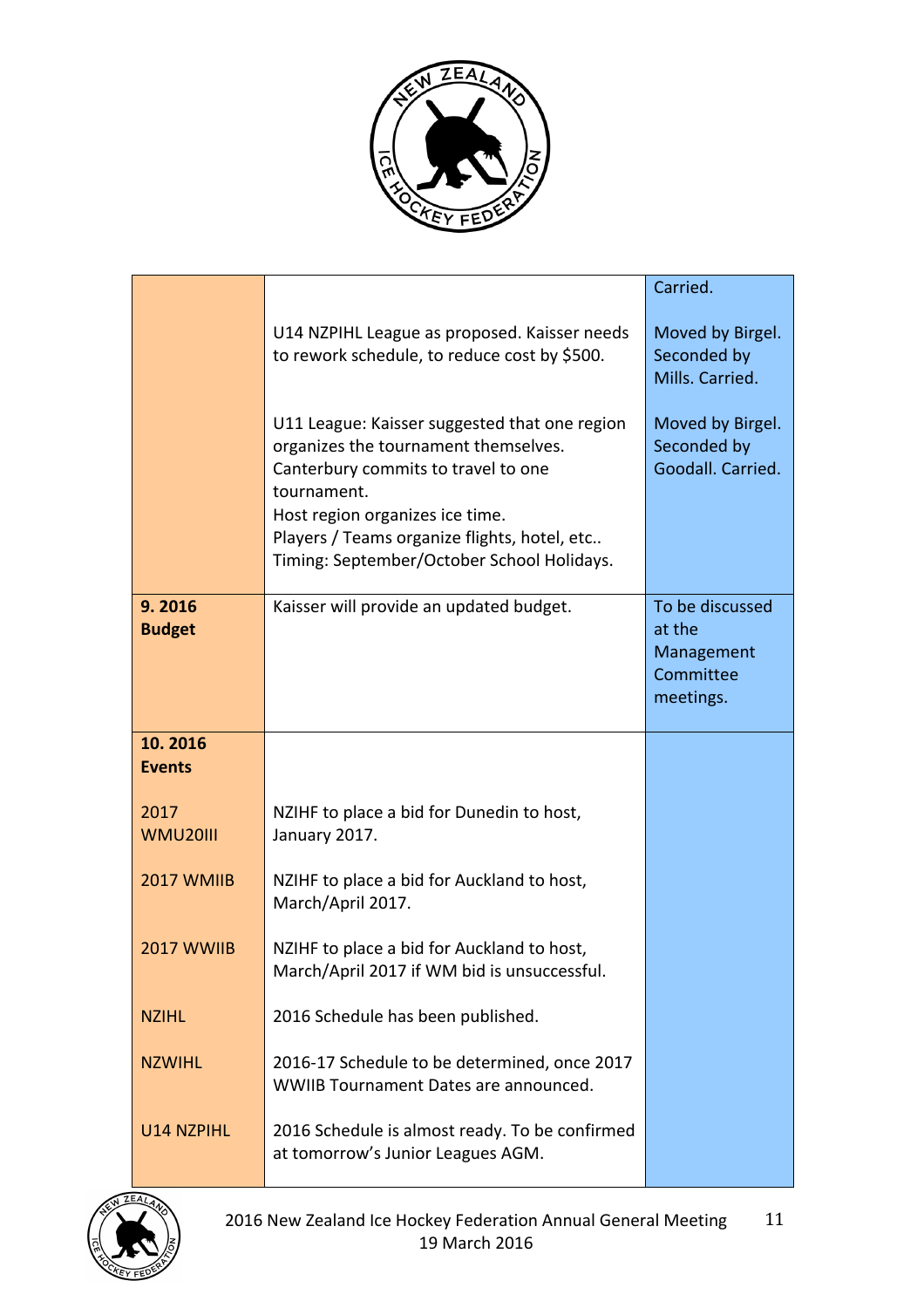| | | |
|---|---|---|
| | | Carried. |
| | U14 NZPIHL League as proposed. Kaisser needs to rework schedule, to reduce cost by $500. | Moved by Birgel. Seconded by Mills. Carried. |
| | U11 League: Kaisser suggested that one region organizes the tournament themselves. Canterbury commits to travel to one tournament.<br>Host region organizes ice time.<br>Players / Teams organize flights, hotel, etc..<br>Timing: September/October School Holidays. | Moved by Birgel. Seconded by Goodall. Carried. |
| **9. 2016 Budget** | Kaisser will provide an updated budget. | To be discussed at the Management Committee meetings. |
| **10. 2016 Events** | | |
| 2017 WMU20III | NZIHF to place a bid for Dunedin to host, January 2017. | |
| 2017 WMIIB | NZIHF to place a bid for Auckland to host, March/April 2017. | |
| 2017 WWIIB | NZIHF to place a bid for Auckland to host, March/April 2017 if WM bid is unsuccessful. | |
| NZIHL | 2016 Schedule has been published. | |
| NZWIHL | 2016-17 Schedule to be determined, once 2017 WWIIB Tournament Dates are announced. | |
| U14 NZPIHL | 2016 Schedule is almost ready. To be confirmed at tomorrow's Junior Leagues AGM. | |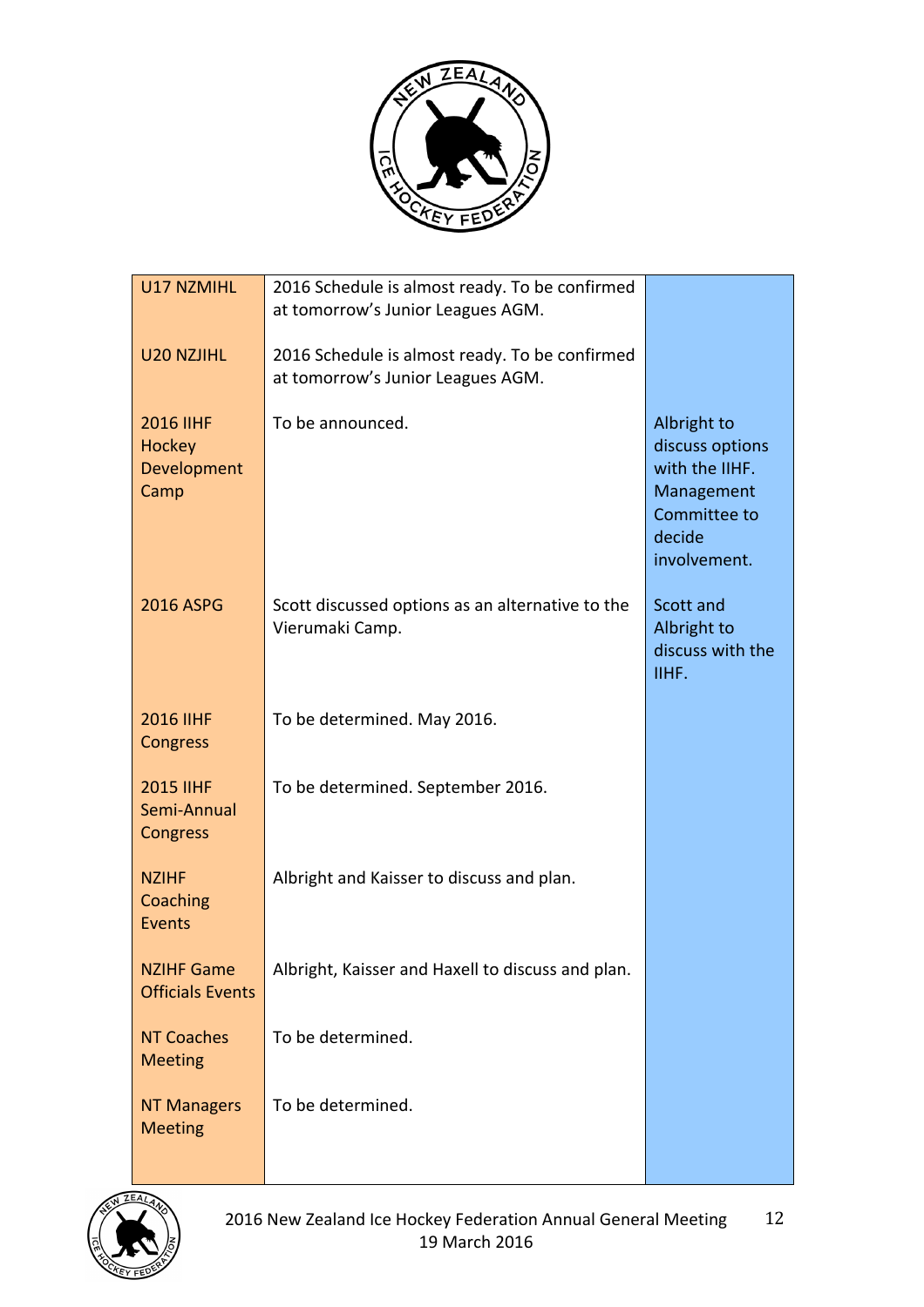| | | |
|---|---|---|
| U17 NZMIHL | 2016 Schedule is almost ready. To be confirmed at tomorrow's Junior Leagues AGM. | |
| U20 NZJIHL | 2016 Schedule is almost ready. To be confirmed at tomorrow's Junior Leagues AGM. | |
| 2016 IIHF Hockey Development Camp | To be announced. | Albright to discuss options with the IIHF. Management Committee to decide involvement. |
| 2016 ASPG | Scott discussed options as an alternative to the Vierumaki Camp. | Scott and Albright to discuss with the IIHF. |
| 2016 IIHF Congress | To be determined. May 2016. | |
| 2015 IIHF Semi-Annual Congress | To be determined. September 2016. | |
| NZIHF Coaching Events | Albright and Kaisser to discuss and plan. | |
| NZIHF Game Officials Events | Albright, Kaisser and Haxell to discuss and plan. | |
| NT Coaches Meeting | To be determined. | |
| NT Managers Meeting | To be determined. | |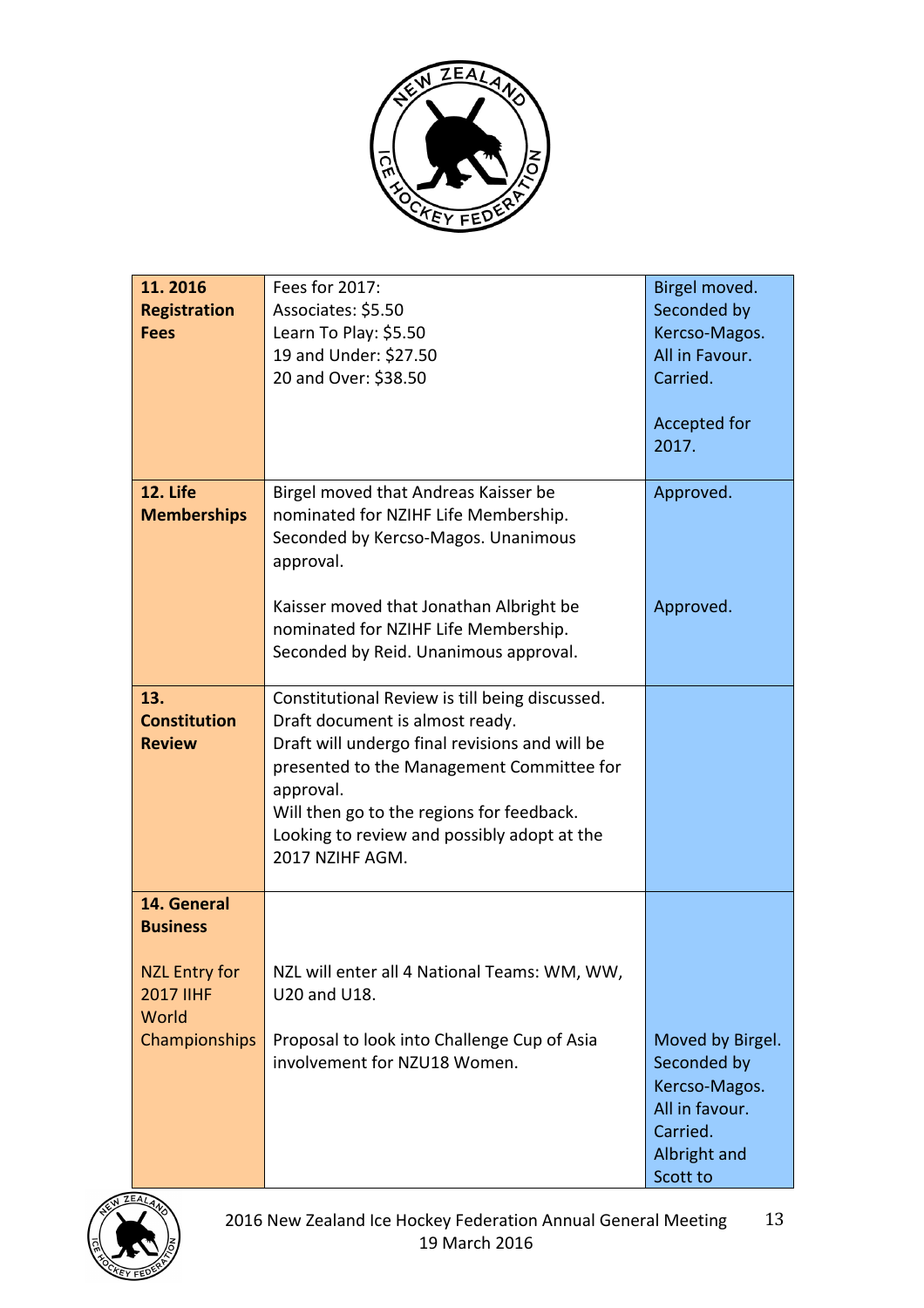| | | |
|---|---|---|
| **11. 2016 Registration Fees** | Fees for 2017:<br>Associates: $5.50<br>Learn To Play: $5.50<br>19 and Under: $27.50<br>20 and Over: $38.50 | Birgel moved. Seconded by Kercso-Magos. All in Favour. Carried.<br><br>Accepted for 2017. |
| **12. Life Memberships** | Birgel moved that Andreas Kaisser be nominated for NZIHF Life Membership. Seconded by Kercso-Magos. Unanimous approval.<br><br>Kaisser moved that Jonathan Albright be nominated for NZIHF Life Membership. Seconded by Reid. Unanimous approval. | Approved.<br><br>Approved. |
| **13. Constitution Review** | Constitutional Review is till being discussed.<br>Draft document is almost ready.<br>Draft will undergo final revisions and will be presented to the Management Committee for approval.<br>Will then go to the regions for feedback.<br>Looking to review and possibly adopt at the 2017 NZIHF AGM. | |
| **14. General Business**<br><br>NZL Entry for 2017 IIHF World Championships | <br><br>NZL will enter all 4 National Teams: WM, WW, U20 and U18.<br><br>Proposal to look into Challenge Cup of Asia involvement for NZU18 Women. | <br><br><br><br>Moved by Birgel. Seconded by Kercso-Magos. All in favour. Carried. Albright and Scott to |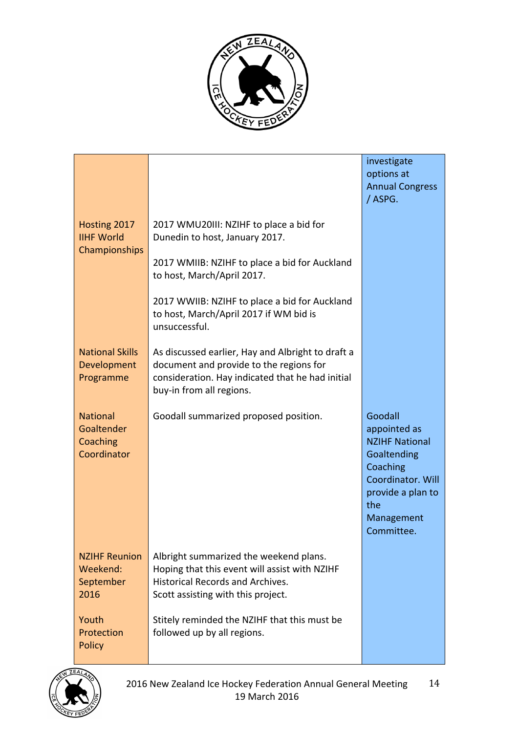| | | |
|---|---|---|
| | | investigate options at Annual Congress / ASPG. |
| Hosting 2017 IIHF World Championships | 2017 WMU20III: NZIHF to place a bid for Dunedin to host, January 2017.<br><br>2017 WMIIB: NZIHF to place a bid for Auckland to host, March/April 2017.<br><br>2017 WWIIB: NZIHF to place a bid for Auckland to host, March/April 2017 if WM bid is unsuccessful. | |
| National Skills Development Programme | As discussed earlier, Hay and Albright to draft a document and provide to the regions for consideration. Hay indicated that he had initial buy-in from all regions. | |
| National Goaltender Coaching Coordinator | Goodall summarized proposed position. | Goodall appointed as NZIHF National Goaltending Coaching Coordinator. Will provide a plan to the Management Committee. |
| NZIHF Reunion Weekend: September 2016 | Albright summarized the weekend plans. Hoping that this event will assist with NZIHF Historical Records and Archives.<br>Scott assisting with this project. | |
| Youth Protection Policy | Stitely reminded the NZIHF that this must be followed up by all regions. | |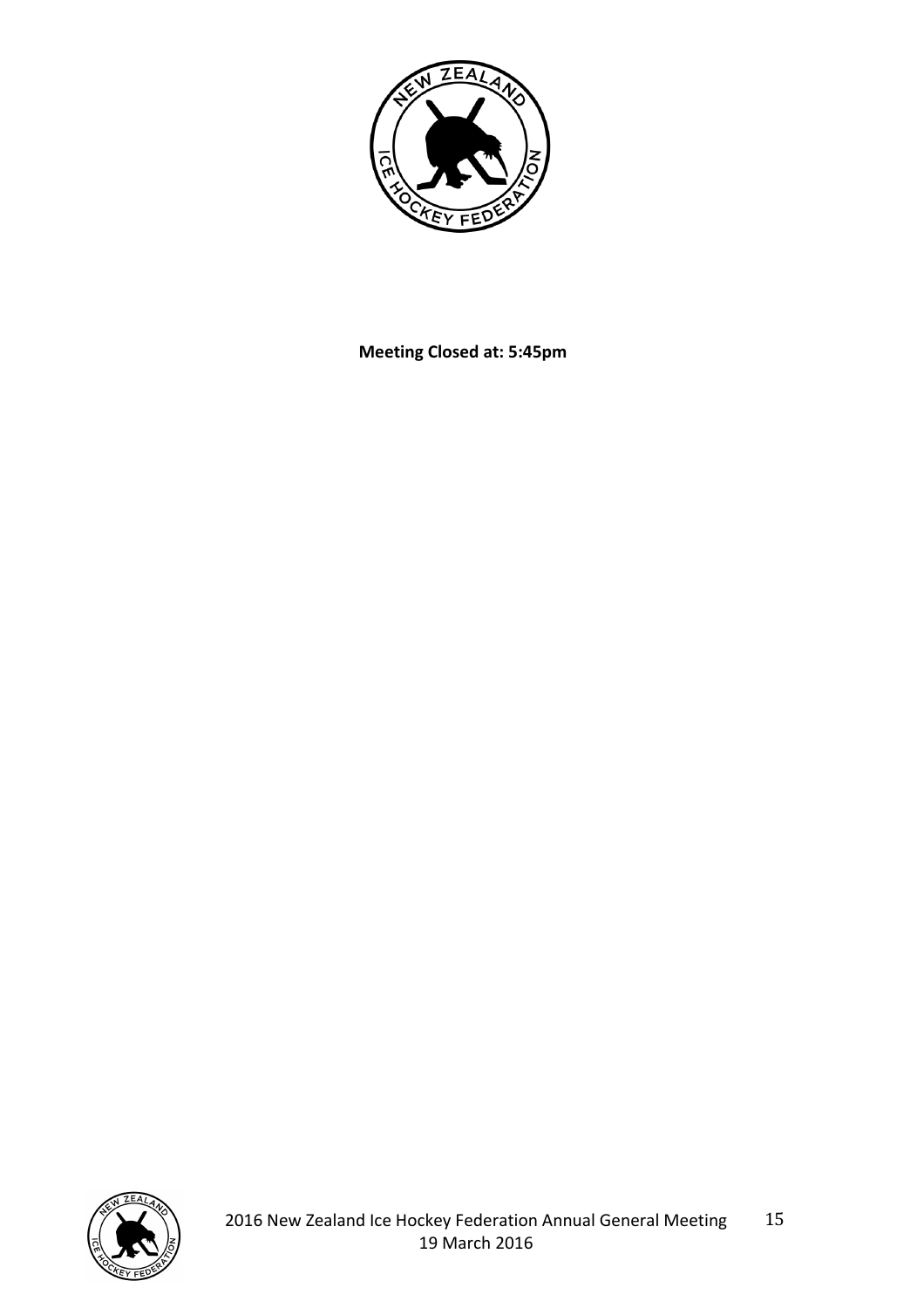**Meeting Closed at: 5:45pm**